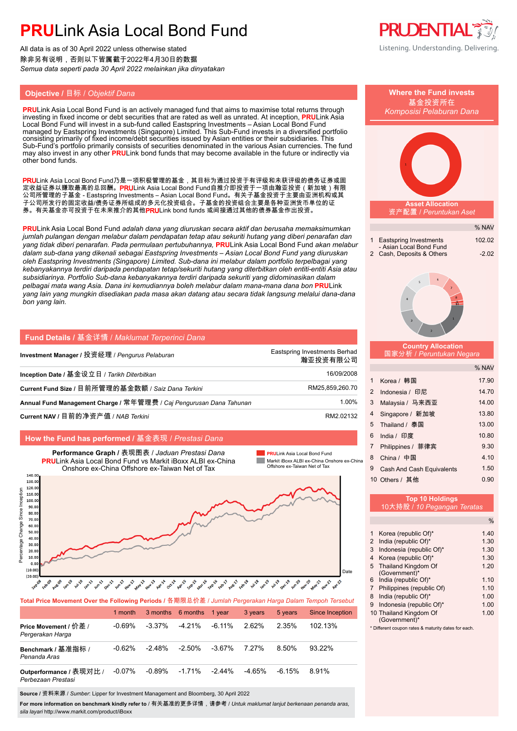# **PRU**Link Asia Local Bond Fund

All data is as of 30 April 2022 unless otherwise stated
除非另有说明，否则以下皆属截于2022年4月30日的数据
*Semua data seperti pada 30 April 2022 melainkan jika dinyatakan*

Listening. Understanding. Delivering.

## Objective / 目标 / *Objektif Dana*

**PRU**Link Asia Local Bond Fund is an actively managed fund that aims to maximise total returns through investing in fixed income or debt securities that are rated as well as unrated. At inception, **PRU**Link Asia Local Bond Fund will invest in a sub-fund called Eastspring Investments – Asian Local Bond Fund managed by Eastspring Investments (Singapore) Limited. This Sub-Fund invests in a diversified portfolio consisting primarily of fixed income/debt securities issued by Asian entities or their subsidiaries. This Sub-Fund's portfolio primarily consists of securities denominated in the various Asian currencies. The fund may also invest in any other **PRU**Link bond funds that may become available in the future or indirectly via other bond funds.

**PRU**Link Asia Local Bond Fund乃是一项积极管理的基金，其目标为通过投资于有评级和未获评级的债务证券或固定收益证券以赚取最高的总回酬。**PRU**Link Asia Local Bond Fund自推介即投资于一项由瀚亚投资（新加坡）有限公司所管理的子基金 - Eastspring Investments – Asian Local Bond Fund。有关子基金投资于主要由亚洲机构或其子公司所发行的固定收益/债务证券所组成的多元化投资组合。子基金的投资组合主要是各种亚洲货币单位的证券。有关基金亦可投资于在未来推介的其他**PRU**Link bond funds 或间接通过其他的债券基金作出投资。

***PRU**Link Asia Local Bond Fund adalah dana yang diuruskan secara aktif dan berusaha memaksimumkan jumlah pulangan dengan melabur dalam pendapatan tetap atau sekuriti hutang yang diberi penarafan dan yang tidak diberi penarafan. Pada permulaan pertubuhannya, **PRU**Link Asia Local Bond Fund akan melabur dalam sub-dana yang dikenali sebagai Eastspring Investments – Asian Local Bond Fund yang diuruskan oleh Eastspring Investments (Singapore) Limited. Sub-dana ini melabur dalam portfolio terpelbagai yang kebanyakannya terdiri daripada pendapatan tetap/sekuriti hutang yang diterbitkan oleh entiti-entiti Asia atau subsidiarinya. Portfolio Sub-dana kebanyakannya terdiri daripada sekuriti yang didominasikan dalam pelbagai mata wang Asia. Dana ini kemudiannya boleh melabur dalam mana-mana dana bon **PRU**Link yang lain yang mungkin disediakan pada masa akan datang atau secara tidak langsung melalui dana-dana bon yang lain.*

## Fund Details / 基金详情 / *Maklumat Terperinci Dana*

| | |
|---|---|
| **Investment Manager** / 投资经理 / *Pengurus Pelaburan* | Eastspring Investments Berhad 瀚亚投资有限公司 |
| **Inception Date** / 基金设立日 / *Tarikh Diterbitkan* | 16/09/2008 |
| **Current Fund Size** / 目前所管理的基金数额 / *Saiz Dana Terkini* | RM25,859,260.70 |
| **Annual Fund Management Charge** / 常年管理费 / *Caj Pengurusan Dana Tahunan* | 1.00% |
| **Current NAV** / 目前的净资产值 / *NAB Terkini* | RM2.02132 |

## How the Fund has performed / 基金表现 / *Prestasi Dana*

**Performance Graph** / 表现图表 / *Jaduan Prestasi Dana*
**PRU**Link Asia Local Bond Fund vs Markit iBoxx ALBI ex-China Onshore ex-China Offshore ex-Taiwan Net of Tax

**Total Price Movement Over the Following Periods** / 各期限总价差 / *Jumlah Pergerakan Harga Dalam Tempoh Tertentu*

| | 1 month | 3 months | 6 months | 1 year | 3 years | 5 years | Since Inception |
|---|---|---|---|---|---|---|---|
| **Price Movement** / 价差 / *Pergerakan Harga* | -0.69% | -3.37% | -4.21% | -6.11% | 2.62% | 2.35% | 102.13% |
| **Benchmark** / 基准指标 / *Penanda Aras* | -0.62% | -2.48% | -2.50% | -3.67% | 7.27% | 8.50% | 93.22% |
| **Outperformance** / 表现对比 / *Perbezaan Prestasi* | -0.07% | -0.89% | -1.71% | -2.44% | -4.65% | -6.15% | 8.91% |

**Source** / 资料来源 / *Sumber*: Lipper for Investment Management and Bloomberg, 30 April 2022

**For more information on benchmark kindly refer to** / 有关基准的更多详情，请参考 / *Untuk maklumat lanjut berkenaan penanda aras, sila layari* http://www.markit.com/product/iBoxx

## Where the Fund invests / 基金投资所在 / *Komposisi Pelaburan Dana*

### Asset Allocation / 资产配置 / *Peruntukan Aset*

| | | % NAV |
|---|---|---|
| 1 | Eastspring Investments - Asian Local Bond Fund | 102.02 |
| 2 | Cash, Deposits & Others | -2.02 |

### Country Allocation / 国家分析 / *Peruntukan Negara*

| | | % NAV |
|---|---|---|
| 1 | Korea / 韩国 | 17.90 |
| 2 | Indonesia / 印尼 | 14.70 |
| 3 | Malaysia / 马来西亚 | 14.00 |
| 4 | Singapore / 新加坡 | 13.80 |
| 5 | Thailand / 泰国 | 13.00 |
| 6 | India / 印度 | 10.80 |
| 7 | Philippines / 菲律宾 | 9.30 |
| 8 | China / 中国 | 4.10 |
| 9 | Cash And Cash Equivalents | 1.50 |
| 10 | Others / 其他 | 0.90 |

### Top 10 Holdings / 10大持股 / *10 Pegangan Teratas*

| | | % |
|---|---|---|
| 1 | Korea (republic Of)* | 1.40 |
| 2 | India (republic Of)* | 1.30 |
| 3 | Indonesia (republic Of)* | 1.30 |
| 4 | Korea (republic Of)* | 1.30 |
| 5 | Thailand Kingdom Of (Government)* | 1.20 |
| 6 | India (republic Of)* | 1.10 |
| 7 | Philippines (republic Of) | 1.10 |
| 8 | India (republic Of)* | 1.00 |
| 9 | Indonesia (republic Of)* | 1.00 |
| 10 | Thailand Kingdom Of (Government)* | 1.00 |

\* Different coupon rates & maturity dates for each.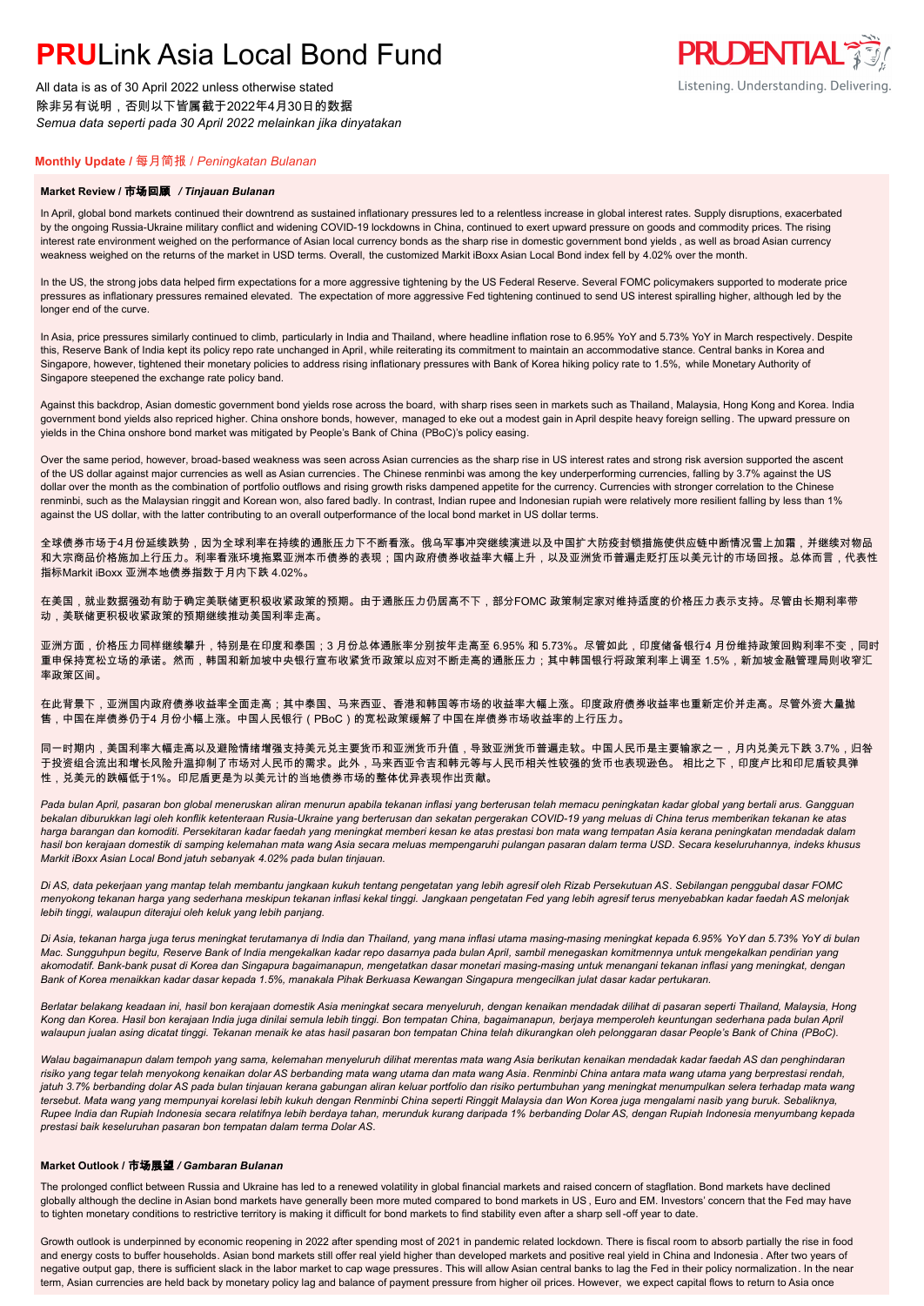# PRULink Asia Local Bond Fund

All data is as of 30 April 2022 unless otherwise stated
除非另有说明，否则以下皆属截于2022年4月30日的数据
*Semua data seperti pada 30 April 2022 melainkan jika dinyatakan*

## Monthly Update / 每月简报 / *Peningkatan Bulanan*

### Market Review / 市场回顾 / *Tinjauan Bulanan*

In April, global bond markets continued their downtrend as sustained inflationary pressures led to a relentless increase in global interest rates. Supply disruptions, exacerbated by the ongoing Russia-Ukraine military conflict and widening COVID-19 lockdowns in China, continued to exert upward pressure on goods and commodity prices. The rising interest rate environment weighed on the performance of Asian local currency bonds as the sharp rise in domestic government bond yields, as well as broad Asian currency weakness weighed on the returns of the market in USD terms. Overall, the customized Markit iBoxx Asian Local Bond index fell by 4.02% over the month.

In the US, the strong jobs data helped firm expectations for a more aggressive tightening by the US Federal Reserve. Several FOMC policymakers supported to moderate price pressures as inflationary pressures remained elevated. The expectation of more aggressive Fed tightening continued to send US interest spiralling higher, although led by the longer end of the curve.

In Asia, price pressures similarly continued to climb, particularly in India and Thailand, where headline inflation rose to 6.95% YoY and 5.73% YoY in March respectively. Despite this, Reserve Bank of India kept its policy repo rate unchanged in April, while reiterating its commitment to maintain an accommodative stance. Central banks in Korea and Singapore, however, tightened their monetary policies to address rising inflationary pressures with Bank of Korea hiking policy rate to 1.5%, while Monetary Authority of Singapore steepened the exchange rate policy band.

Against this backdrop, Asian domestic government bond yields rose across the board, with sharp rises seen in markets such as Thailand, Malaysia, Hong Kong and Korea. India government bond yields also repriced higher. China onshore bonds, however, managed to eke out a modest gain in April despite heavy foreign selling. The upward pressure on yields in the China onshore bond market was mitigated by People's Bank of China (PBoC)'s policy easing.

Over the same period, however, broad-based weakness was seen across Asian currencies as the sharp rise in US interest rates and strong risk aversion supported the ascent of the US dollar against major currencies as well as Asian currencies. The Chinese renminbi was among the key underperforming currencies, falling by 3.7% against the US dollar over the month as the combination of portfolio outflows and rising growth risks dampened appetite for the currency. Currencies with stronger correlation to the Chinese renminbi, such as the Malaysian ringgit and Korean won, also fared badly. In contrast, Indian rupee and Indonesian rupiah were relatively more resilient falling by less than 1% against the US dollar, with the latter contributing to an overall outperformance of the local bond market in US dollar terms.

全球债券市场于4月份延续跌势，因为全球利率在持续的通胀压力下不断看涨。俄乌军事冲突继续演进以及中国扩大防疫封锁措施使供应链中断情况雪上加霜，并继续对物品和大宗商品价格施加上行压力。利率看涨环境拖累亚洲本币债券的表现；国内政府债券收益率大幅上升，以及亚洲货币普遍走贬打压以美元计的市场回报。总体而言，代表性指标Markit iBoxx 亚洲本地债券指数于月内下跌 4.02%。

在美国，就业数据强劲有助于确定美联储更积极收紧政策的预期。由于通胀压力仍居高不下，部分FOMC 政策制定家对维持适度的价格压力表示支持。尽管由长期利率带动，美联储更积极收紧政策的预期继续推动美国利率走高。

亚洲方面，价格压力同样继续攀升，特别是在印度和泰国；3 月份总体通胀率分别按年走高至 6.95% 和 5.73%。尽管如此，印度储备银行4 月份维持政策回购利率不变，同时重申保持宽松立场的承诺。然而，韩国和新加坡中央银行宣布收紧货币政策以应对不断走高的通胀压力；其中韩国银行将政策利率上调至 1.5%，新加坡金融管理局则收窄汇率政策区间。

在此背景下，亚洲国内政府债券收益率全面走高；其中泰国、马来西亚、香港和韩国等市场的收益率大幅上涨。印度政府债券收益率也重新定价并走高。尽管外资大量抛售，中国在岸债券仍于4 月份小幅上涨。中国人民银行（PBoC）的宽松政策缓解了中国在岸债券市场收益率的上行压力。

同一时期内，美国利率大幅走高以及避险情绪增强支持美元兑主要货币和亚洲货币升值，导致亚洲货币普遍走软。中国人民币是主要输家之一，月内兑美元下跌 3.7%，归咎于投资组合资金流出和增长风险升温抑制了市场对人民币的需求。此外，马来西亚令吉和韩元等与人民币相关性较强的货币也表现逊色。 相比之下，印度卢比和印尼盾较具弹性，兑美元的跌幅低于1%。印尼盾更是为以美元计的当地债券市场的整体优异表现作出贡献。

*Pada bulan April, pasaran bon global meneruskan aliran menurun apabila tekanan inflasi yang berterusan telah memacu peningkatan kadar global yang bertali arus. Gangguan bekalan diburukkan lagi oleh konflik ketenteraan Rusia-Ukraine yang berterusan dan sekatan pergerakan COVID-19 yang meluas di China terus memberikan tekanan ke atas harga barangan dan komoditi. Persekitaran kadar faedah yang meningkat memberi kesan ke atas prestasi bon mata wang tempatan Asia kerana peningkatan mendadak dalam hasil bon kerajaan domestik di samping kelemahan mata wang Asia secara meluas mempengaruhi pulangan pasaran dalam terma USD. Secara keseluruhannya, indeks khusus Markit iBoxx Asian Local Bond jatuh sebanyak 4.02% pada bulan tinjauan.*

*Di AS, data pekerjaan yang mantap telah membantu jangkaan kukuh tentang pengetatan yang lebih agresif oleh Rizab Persekutuan AS. Sebilangan penggubal dasar FOMC menyokong tekanan harga yang sederhana meskipun tekanan inflasi kekal tinggi. Jangkaan pengetatan Fed yang lebih agresif terus menyebabkan kadar faedah AS melonjak lebih tinggi, walaupun diterajui oleh keluk yang lebih panjang.*

*Di Asia, tekanan harga juga terus meningkat terutamanya di India dan Thailand, yang mana inflasi utama masing-masing meningkat kepada 6.95% YoY dan 5.73% YoY di bulan Mac. Sungguhpun begitu, Reserve Bank of India mengekalkan kadar repo dasarnya pada bulan April, sambil menegaskan komitmennya untuk mengekalkan pendirian yang akomodatif. Bank-bank pusat di Korea dan Singapura bagaimanapun, mengetatkan dasar monetari masing-masing untuk menangani tekanan inflasi yang meningkat, dengan Bank of Korea menaikkan kadar dasar kepada 1.5%, manakala Pihak Berkuasa Kewangan Singapura mengecilkan julat dasar kadar pertukaran.*

*Berlatar belakang keadaan ini, hasil bon kerajaan domestik Asia meningkat secara menyeluruh, dengan kenaikan mendadak dilihat di pasaran seperti Thailand, Malaysia, Hong Kong dan Korea. Hasil bon kerajaan India juga dinilai semula lebih tinggi. Bon tempatan China, bagaimanapun, berjaya memperoleh keuntungan sederhana pada bulan April walaupun jualan asing dicatat tinggi. Tekanan menaik ke atas hasil pasaran bon tempatan China telah dikurangkan oleh pelonggaran dasar People's Bank of China (PBoC).*

*Walau bagaimanapun dalam tempoh yang sama, kelemahan menyeluruh dilihat merentas mata wang Asia berikutan kenaikan mendadak kadar faedah AS dan penghindaran risiko yang tegar telah menyokong kenaikan dolar AS berbanding mata wang utama dan mata wang Asia. Renminbi China antara mata wang utama yang berprestasi rendah, jatuh 3.7% berbanding dolar AS pada bulan tinjauan kerana gabungan aliran keluar portfolio dan risiko pertumbuhan yang meningkat menumpulkan selera terhadap mata wang tersebut. Mata wang yang mempunyai korelasi lebih kukuh dengan Renminbi China seperti Ringgit Malaysia dan Won Korea juga mengalami nasib yang buruk. Sebaliknya, Rupee India dan Rupiah Indonesia secara relatifnya lebih berdaya tahan, merunduk kurang daripada 1% berbanding Dolar AS, dengan Rupiah Indonesia menyumbang kepada prestasi baik keseluruhan pasaran bon tempatan dalam terma Dolar AS.*

### Market Outlook / 市场展望 / *Gambaran Bulanan*

The prolonged conflict between Russia and Ukraine has led to a renewed volatility in global financial markets and raised concern of stagflation. Bond markets have declined globally although the decline in Asian bond markets have generally been more muted compared to bond markets in US, Euro and EM. Investors' concern that the Fed may have to tighten monetary conditions to restrictive territory is making it difficult for bond markets to find stability even after a sharp sell-off year to date.

Growth outlook is underpinned by economic reopening in 2022 after spending most of 2021 in pandemic related lockdown. There is fiscal room to absorb partially the rise in food and energy costs to buffer households. Asian bond markets still offer real yield higher than developed markets and positive real yield in China and Indonesia. After two years of negative output gap, there is sufficient slack in the labor market to cap wage pressures. This will allow Asian central banks to lag the Fed in their policy normalization. In the near term, Asian currencies are held back by monetary policy lag and balance of payment pressure from higher oil prices. However, we expect capital flows to return to Asia once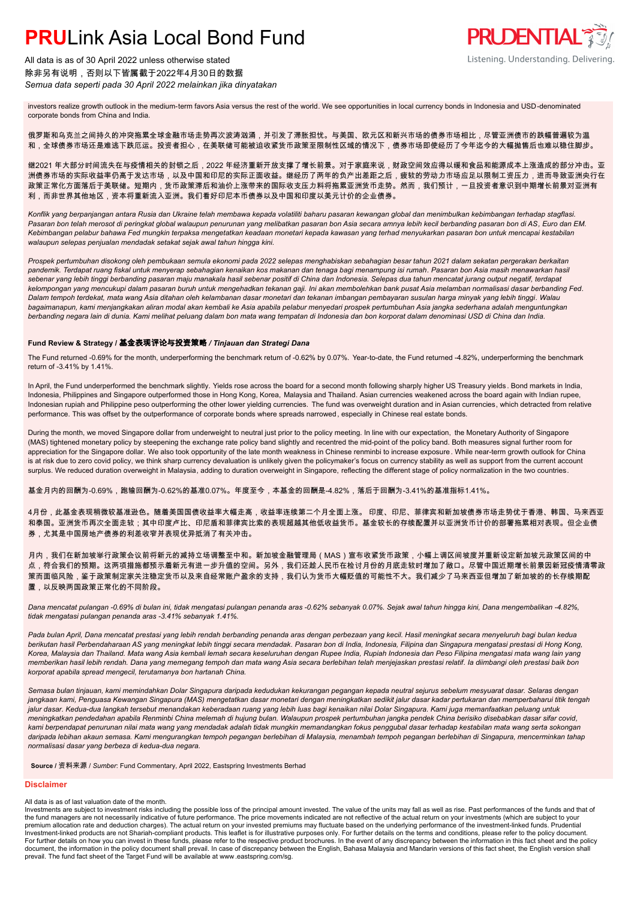investors realize growth outlook in the medium-term favors Asia versus the rest of the world. We see opportunities in local currency bonds in Indonesia and USD-denominated corporate bonds from China and India.

俄罗斯和乌克兰之间持久的冲突拖累全球金融市场走势再次波涛汹涌，并引发了滞胀担忧。与美国、欧元区和新兴市场的债券市场相比，尽管亚洲债市的跌幅普遍较为温和，全球债券市场还是难逃下跌厄运。投资者担心，在美联储可能被迫收紧货币政策至限制性区域的情况下，债券市场即使经历了今年迄今的大幅抛售后也难以稳住脚步。

继2021 年大部分时间流失在与疫情相关的封锁之后，2022 年经济重新开放支撑了增长前景。对于家庭来说，财政空间效应得以缓和食品和能源成本上涨造成的部分冲击。亚洲债券市场的实际收益率仍高于发达市场，以及中国和印尼的实际正面收益。继经历了两年的负产出差距之后，疲软的劳动力市场应足以限制工资压力，进而导致亚洲央行在政策正常化方面落后于美联储。短期内，货币政策滞后和油价上涨带来的国际收支压力料将拖累亚洲货币走势。然而，我们预计，一旦投资者意识到中期增长前景对亚洲有利，而非世界其他地区，资本将重新流入亚洲。我们看好印尼本币债券以及中国和印度以美元计价的企业债券。

*Konflik yang berpanjangan antara Rusia dan Ukraine telah membawa kepada volatiliti baharu pasaran kewangan global dan menimbulkan kebimbangan terhadap stagflasi. Pasaran bon telah merosot di peringkat global walaupun penurunan yang melibatkan pasaran bon Asia secara amnya lebih kecil berbanding pasaran bon di AS, Euro dan EM. Kebimbangan pelabur bahawa Fed mungkin terpaksa mengetatkan keadaan monetari kepada kawasan yang terhad menyukarkan pasaran bon untuk mencapai kestabilan walaupun selepas penjualan mendadak setakat sejak awal tahun hingga kini.*

*Prospek pertumbuhan disokong oleh pembukaan semula ekonomi pada 2022 selepas menghabiskan sebahagian besar tahun 2021 dalam sekatan pergerakan berkaitan pandemik. Terdapat ruang fiskal untuk menyerap sebahagian kenaikan kos makanan dan tenaga bagi menampung isi rumah. Pasaran bon Asia masih menawarkan hasil sebenar yang lebih tinggi berbanding pasaran maju manakala hasil sebenar positif di China dan Indonesia. Selepas dua tahun mencatat jurang output negatif, terdapat kelompongan yang mencukupi dalam pasaran buruh untuk mengehadkan tekanan gaji. Ini akan membolehkan bank pusat Asia melamban normalisasi dasar berbanding Fed. Dalam tempoh terdekat, mata wang Asia ditahan oleh kelambanan dasar monetari dan tekanan imbangan pembayaran susulan harga minyak yang lebih tinggi. Walau bagaimanapun, kami menjangkakan aliran modal akan kembali ke Asia apabila pelabur menyedari prospek pertumbuhan Asia jangka sederhana adalah menguntungkan berbanding negara lain di dunia. Kami melihat peluang dalam bon mata wang tempatan di Indonesia dan bon korporat dalam denominasi USD di China dan India.*

### Fund Review & Strategy / 基金表现评论与投资策略 / *Tinjauan dan Strategi Dana*

The Fund returned -0.69% for the month, underperforming the benchmark return of -0.62% by 0.07%. Year-to-date, the Fund returned -4.82%, underperforming the benchmark return of -3.41% by 1.41%.

In April, the Fund underperformed the benchmark slightly. Yields rose across the board for a second month following sharply higher US Treasury yields. Bond markets in India, Indonesia, Philippines and Singapore outperformed those in Hong Kong, Korea, Malaysia and Thailand. Asian currencies weakened across the board again with Indian rupee, Indonesian rupiah and Philippine peso outperforming the other lower yielding currencies. The fund was overweight duration and in Asian currencies, which detracted from relative performance. This was offset by the outperformance of corporate bonds where spreads narrowed, especially in Chinese real estate bonds.

During the month, we moved Singapore dollar from underweight to neutral just prior to the policy meeting. In line with our expectation, the Monetary Authority of Singapore (MAS) tightened monetary policy by steepening the exchange rate policy band slightly and recentred the mid-point of the policy band. Both measures signal further room for appreciation for the Singapore dollar. We also took opportunity of the late month weakness in Chinese renminbi to increase exposure. While near-term growth outlook for China is at risk due to zero covid policy, we think sharp currency devaluation is unlikely given the policymaker's focus on currency stability as well as support from the current account surplus. We reduced duration overweight in Malaysia, adding to duration overweight in Singapore, reflecting the different stage of policy normalization in the two countries.

基金月内的回酬为-0.69%，跑输回酬为-0.62%的基准0.07%。年度至今，本基金的回酬是-4.82%，落后于回酬为-3.41%的基准指标1.41%。

4月份，此基金表现稍微较基准逊色。随着美国国债收益率大幅走高，收益率连续第二个月全面上涨。 印度、印尼、菲律宾和新加坡债券市场走势优于香港、韩国、马来西亚和泰国。亚洲货币再次全面走软；其中印度卢比、印尼盾和菲律宾比索的表现超越其他低收益货币。基金较长的存续配置并以亚洲货币计价的部署拖累相对表现。但企业债券，尤其是中国房地产债券的利差收窄并表现优异抵消了有关冲击。

月内，我们在新加坡举行政策会议前将新元的减持立场调整至中和。新加坡金融管理局（MAS）宣布收紧货币政策，小幅上调区间坡度并重新设定新加坡元政策区间的中点，符合我们的预期。这两项措施都预示着新元有进一步升值的空间。另外，我们还趁人民币在检讨月份的月底走软时增加了敞口。尽管中国近期增长前景因新冠疫情清零政策而面临风险，鉴于政策制定家关注稳定货币以及来自经常账户盈余的支持，我们认为货币大幅贬值的可能性不大。我们减少了马来西亚但增加了新加坡的的长存续期配置，以反映两国政策正常化的不同阶段。

*Dana mencatat pulangan -0.69% di bulan ini, tidak mengatasi pulangan penanda aras -0.62% sebanyak 0.07%. Sejak awal tahun hingga kini, Dana mengembalikan -4.82%, tidak mengatasi pulangan penanda aras -3.41% sebanyak 1.41%.*

*Pada bulan April, Dana mencatat prestasi yang lebih rendah berbanding penanda aras dengan perbezaan yang kecil. Hasil meningkat secara menyeluruh bagi bulan kedua berikutan hasil Perbendaharaan AS yang meningkat lebih tinggi secara mendadak. Pasaran bon di India, Indonesia, Filipina dan Singapura mengatasi prestasi di Hong Kong, Korea, Malaysia dan Thailand. Mata wang Asia kembali lemah secara keseluruhan dengan Rupee India, Rupiah Indonesia dan Peso Filipina mengatasi mata wang lain yang memberikan hasil lebih rendah. Dana yang memegang tempoh dan mata wang Asia secara berlebihan telah menjejaskan prestasi relatif. Ia diimbangi oleh prestasi baik bon korporat apabila spread mengecil, terutamanya bon hartanah China.*

*Semasa bulan tinjauan, kami memindahkan Dolar Singapura daripada kedudukan kekurangan pegangan kepada neutral sejurus sebelum mesyuarat dasar. Selaras dengan jangkaan kami, Penguasa Kewangan Singapura (MAS) mengetatkan dasar monetari dengan meningkatkan sedikit jalur dasar kadar pertukaran dan memperbaharui titik tengah jalur dasar. Kedua-dua langkah tersebut menandakan keberadaan ruang yang lebih luas bagi kenaikan nilai Dolar Singapura. Kami juga memanfaatkan peluang untuk meningkatkan pendedahan apabila Renminbi China melemah di hujung bulan. Walaupun prospek pertumbuhan jangka pendek China berisiko disebabkan dasar sifar covid, kami berpendapat penurunan nilai mata wang yang mendadak adalah tidak mungkin memandangkan fokus penggubal dasar terhadap kestabilan mata wang serta sokongan daripada lebihan akaun semasa. Kami mengurangkan tempoh pegangan berlebihan di Malaysia, menambah tempoh pegangan berlebihan di Singapura, mencerminkan tahap normalisasi dasar yang berbeza di kedua-dua negara.*

**Source** / 资料来源 / *Sumber*: Fund Commentary, April 2022, Eastspring Investments Berhad

### Disclaimer

All data is as of last valuation date of the month.
Investments are subject to investment risks including the possible loss of the principal amount invested. The value of the units may fall as well as rise. Past performances of the funds and that of the fund managers are not necessarily indicative of future performance. The price movements indicated are not reflective of the actual return on your investments (which are subject to your premium allocation rate and deduction charges). The actual return on your invested premiums may fluctuate based on the underlying performance of the investment-linked funds. Prudential Investment-linked products are not Shariah-compliant products. This leaflet is for illustrative purposes only. For further details on the terms and conditions, please refer to the policy document. For further details on how you can invest in these funds, please refer to the respective product brochures. In the event of any discrepancy between the information in this fact sheet and the policy document, the information in the policy document shall prevail. In case of discrepancy between the English, Bahasa Malaysia and Mandarin versions of this fact sheet, the English version shall prevail. The fund fact sheet of the Target Fund will be available at www.eastspring.com/sg.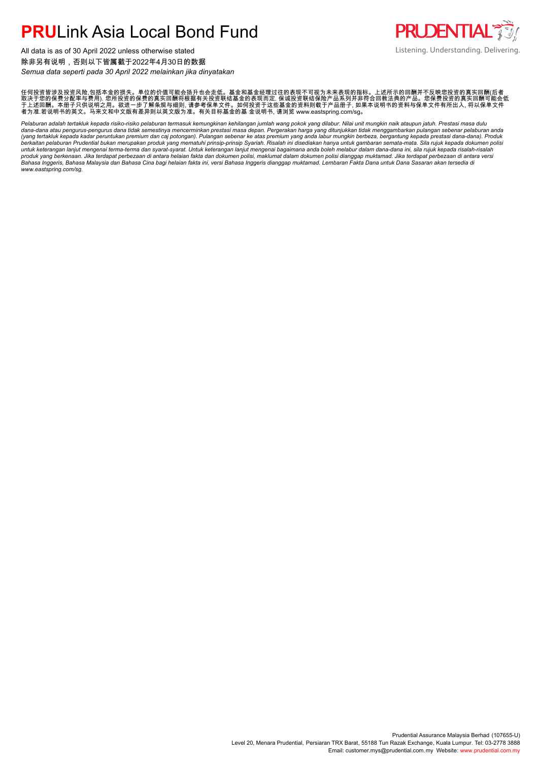# **PRU**Link Asia Local Bond Fund

All data is as of 30 April 2022 unless otherwise stated

除非另有说明，否则以下皆属截于2022年4月30日的数据

*Semua data seperti pada 30 April 2022 melainkan jika dinyatakan*

任何投资皆涉及投资风险,包括本金的损失。单位的价值可能会扬升也会走低。基金和基金经理过往的表现不可视为未来表现的指标。上述所示的回酬并不反映您投资的真实回酬(后者取决于您的保费分配率与费用). 您所投资的保费的真实回酬将根据有关投资联结基金的表现而定. 保诚投资联结保险产品系列并非符合回教法典的产品。您保费投资的真实回酬可能会低于上述回酬。本册子只供说明之用。欲进一步了解条规与细则, 请参考保单文件。如何投资于这些基金的资料则载于产品册子, 如果本说明书的资料与保单文件有所出入, 将以保单文件者为准.若说明书的英文。马来文和中文版有差异则以英文版为准。有关目标基金的基 金说明书, 请浏览 www.eastspring.com/sg。

*Pelaburan adalah tertakluk kepada risiko-risiko pelaburan termasuk kemungkinan kehilangan jumlah wang pokok yang dilabur. Nilai unit mungkin naik ataupun jatuh. Prestasi masa dulu dana-dana atau pengurus-pengurus dana tidak semestinya mencerminkan prestasi masa depan. Pergerakan harga yang ditunjukkan tidak menggambarkan pulangan sebenar pelaburan anda (yang tertakluk kepada kadar peruntukan premium dan caj potongan). Pulangan sebenar ke atas premium yang anda labur mungkin berbeza, bergantung kepada prestasi dana-dana). Produk berkaitan pelaburan Prudential bukan merupakan produk yang mematuhi prinsip-prinsip Syariah. Risalah ini disediakan hanya untuk gambaran semata-mata. Sila rujuk kepada dokumen polisi untuk keterangan lanjut mengenai terma-terma dan syarat-syarat. Untuk keterangan lanjut mengenai bagaimana anda boleh melabur dalam dana-dana ini, sila rujuk kepada risalah-risalah produk yang berkenaan. Jika terdapat perbezaan di antara helaian fakta dan dokumen polisi, maklumat dalam dokumen polisi dianggap muktamad. Jika terdapat perbezaan di antara versi Bahasa Inggeris, Bahasa Malaysia dan Bahasa Cina bagi helaian fakta ini, versi Bahasa Inggeris dianggap muktamad. Lembaran Fakta Dana untuk Dana Sasaran akan tersedia di www.eastspring.com/sg.*

Prudential Assurance Malaysia Berhad (107655-U)
Level 20, Menara Prudential, Persiaran TRX Barat, 55188 Tun Razak Exchange, Kuala Lumpur. Tel: 03-2778 3888
Email: customer.mys@prudential.com.my Website: www.prudential.com.my